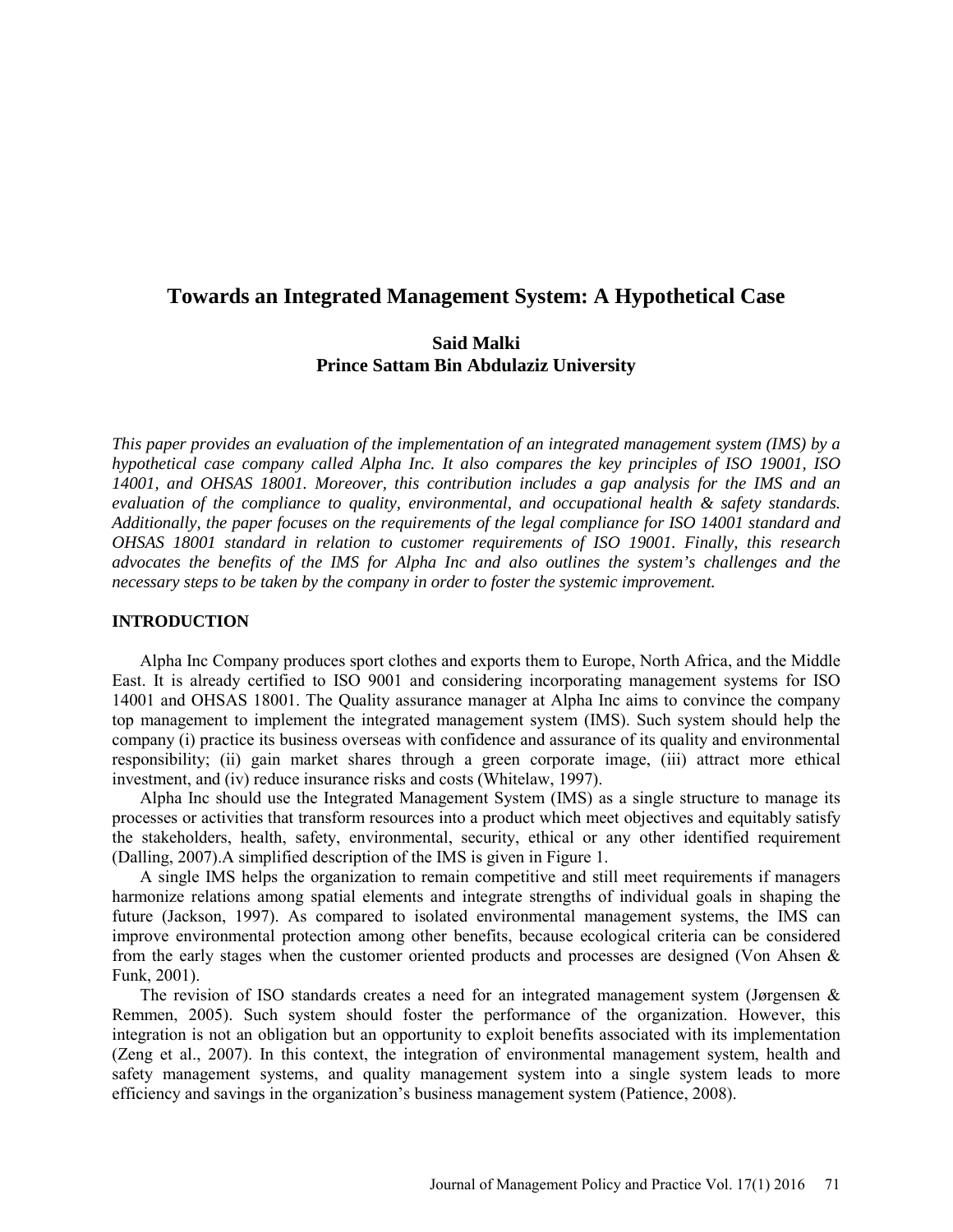# Towards an Integrated Management System: A Hypothetical Case

**Said Malki**
**Prince Sattam Bin Abdulaziz University**

*This paper provides an evaluation of the implementation of an integrated management system (IMS) by a hypothetical case company called Alpha Inc. It also compares the key principles of ISO 19001, ISO 14001, and OHSAS 18001. Moreover, this contribution includes a gap analysis for the IMS and an evaluation of the compliance to quality, environmental, and occupational health & safety standards. Additionally, the paper focuses on the requirements of the legal compliance for ISO 14001 standard and OHSAS 18001 standard in relation to customer requirements of ISO 19001. Finally, this research advocates the benefits of the IMS for Alpha Inc and also outlines the system's challenges and the necessary steps to be taken by the company in order to foster the systemic improvement.*

## INTRODUCTION

Alpha Inc Company produces sport clothes and exports them to Europe, North Africa, and the Middle East. It is already certified to ISO 9001 and considering incorporating management systems for ISO 14001 and OHSAS 18001. The Quality assurance manager at Alpha Inc aims to convince the company top management to implement the integrated management system (IMS). Such system should help the company (i) practice its business overseas with confidence and assurance of its quality and environmental responsibility; (ii) gain market shares through a green corporate image, (iii) attract more ethical investment, and (iv) reduce insurance risks and costs (Whitelaw, 1997).

Alpha Inc should use the Integrated Management System (IMS) as a single structure to manage its processes or activities that transform resources into a product which meet objectives and equitably satisfy the stakeholders, health, safety, environmental, security, ethical or any other identified requirement (Dalling, 2007).A simplified description of the IMS is given in Figure 1.

A single IMS helps the organization to remain competitive and still meet requirements if managers harmonize relations among spatial elements and integrate strengths of individual goals in shaping the future (Jackson, 1997). As compared to isolated environmental management systems, the IMS can improve environmental protection among other benefits, because ecological criteria can be considered from the early stages when the customer oriented products and processes are designed (Von Ahsen & Funk, 2001).

The revision of ISO standards creates a need for an integrated management system (Jørgensen & Remmen, 2005). Such system should foster the performance of the organization. However, this integration is not an obligation but an opportunity to exploit benefits associated with its implementation (Zeng et al., 2007). In this context, the integration of environmental management system, health and safety management systems, and quality management system into a single system leads to more efficiency and savings in the organization's business management system (Patience, 2008).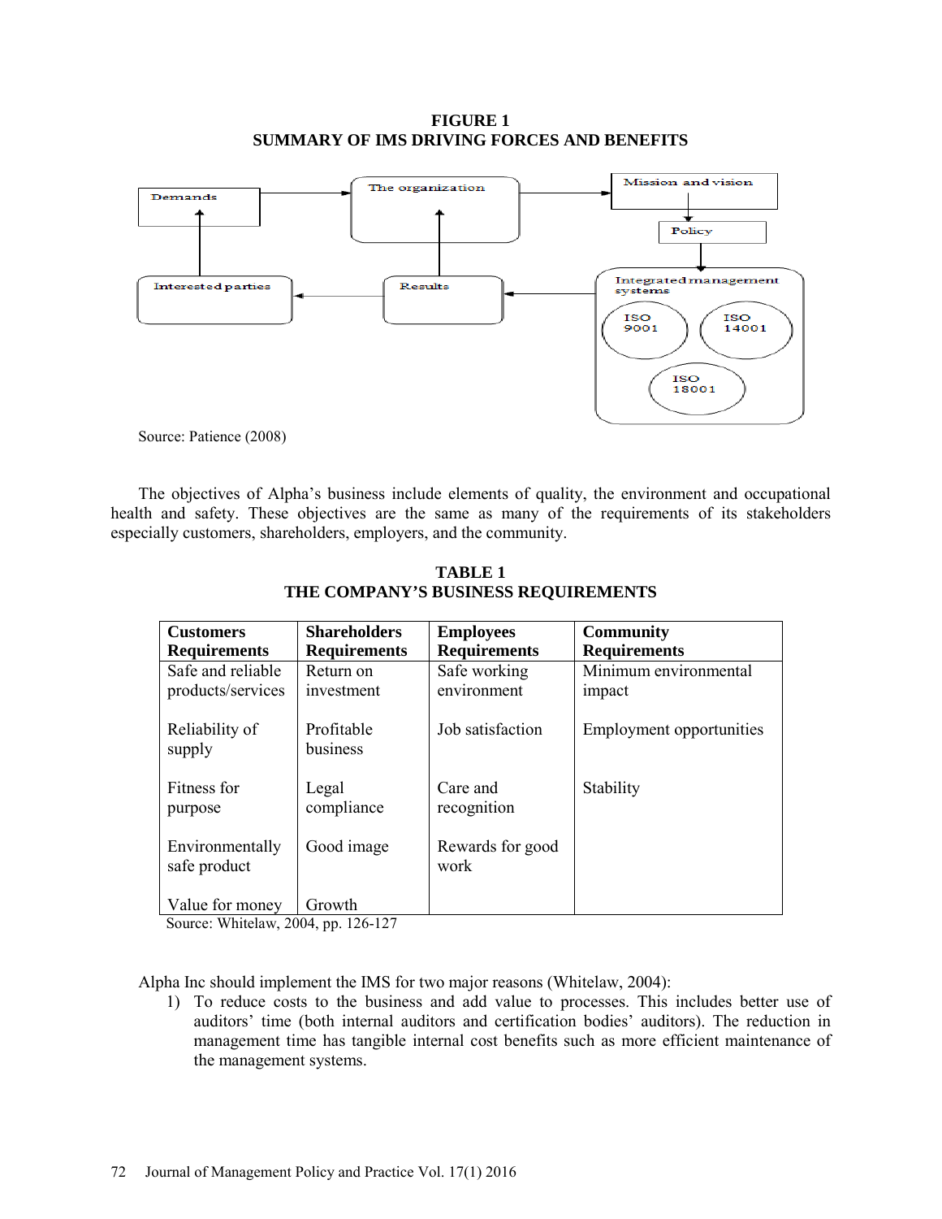**FIGURE 1**
**SUMMARY OF IMS DRIVING FORCES AND BENEFITS**

Demands

The organization

Mission and vision

Policy

Interested parties

Results

Integrated management systems

ISO 9001

ISO 14001

ISO 18001

Source: Patience (2008)

The objectives of Alpha's business include elements of quality, the environment and occupational health and safety. These objectives are the same as many of the requirements of its stakeholders especially customers, shareholders, employers, and the community.

**TABLE 1**
**THE COMPANY'S BUSINESS REQUIREMENTS**

| Customers Requirements | Shareholders Requirements | Employees Requirements | Community Requirements |
|---|---|---|---|
| Safe and reliable products/services | Return on investment | Safe working environment | Minimum environmental impact |
| Reliability of supply | Profitable business | Job satisfaction | Employment opportunities |
| Fitness for purpose | Legal compliance | Care and recognition | Stability |
| Environmentally safe product | Good image | Rewards for good work | |
| Value for money | Growth | | |

Source: Whitelaw, 2004, pp. 126-127

Alpha Inc should implement the IMS for two major reasons (Whitelaw, 2004):

1) To reduce costs to the business and add value to processes. This includes better use of auditors' time (both internal auditors and certification bodies' auditors). The reduction in management time has tangible internal cost benefits such as more efficient maintenance of the management systems.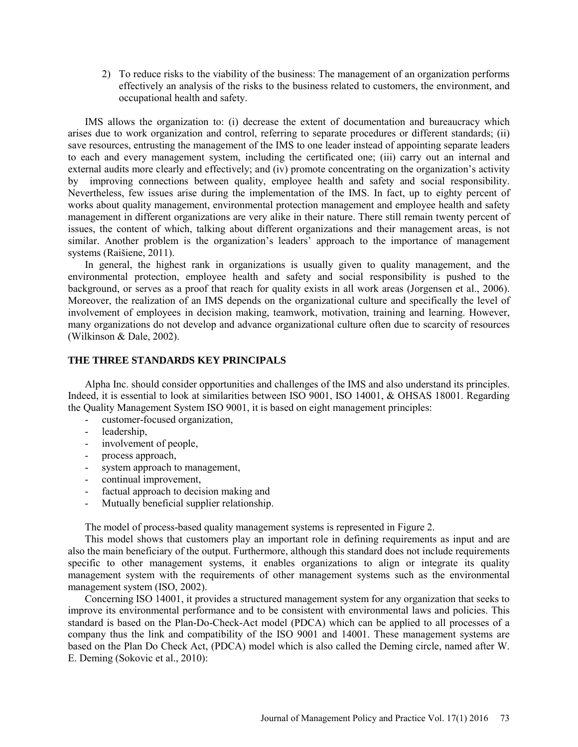2) To reduce risks to the viability of the business: The management of an organization performs effectively an analysis of the risks to the business related to customers, the environment, and occupational health and safety.

IMS allows the organization to: (i) decrease the extent of documentation and bureaucracy which arises due to work organization and control, referring to separate procedures or different standards; (ii) save resources, entrusting the management of the IMS to one leader instead of appointing separate leaders to each and every management system, including the certificated one; (iii) carry out an internal and external audits more clearly and effectively; and (iv) promote concentrating on the organization's activity by improving connections between quality, employee health and safety and social responsibility. Nevertheless, few issues arise during the implementation of the IMS. In fact, up to eighty percent of works about quality management, environmental protection management and employee health and safety management in different organizations are very alike in their nature. There still remain twenty percent of issues, the content of which, talking about different organizations and their management areas, is not similar. Another problem is the organization's leaders' approach to the importance of management systems (Raišiene, 2011).

In general, the highest rank in organizations is usually given to quality management, and the environmental protection, employee health and safety and social responsibility is pushed to the background, or serves as a proof that reach for quality exists in all work areas (Jorgensen et al., 2006). Moreover, the realization of an IMS depends on the organizational culture and specifically the level of involvement of employees in decision making, teamwork, motivation, training and learning. However, many organizations do not develop and advance organizational culture often due to scarcity of resources (Wilkinson & Dale, 2002).

## THE THREE STANDARDS KEY PRINCIPALS

Alpha Inc. should consider opportunities and challenges of the IMS and also understand its principles. Indeed, it is essential to look at similarities between ISO 9001, ISO 14001, & OHSAS 18001. Regarding the Quality Management System ISO 9001, it is based on eight management principles:

- customer-focused organization,
- leadership,
- involvement of people,
- process approach,
- system approach to management,
- continual improvement,
- factual approach to decision making and
- Mutually beneficial supplier relationship.

The model of process-based quality management systems is represented in Figure 2.

This model shows that customers play an important role in defining requirements as input and are also the main beneficiary of the output. Furthermore, although this standard does not include requirements specific to other management systems, it enables organizations to align or integrate its quality management system with the requirements of other management systems such as the environmental management system (ISO, 2002).

Concerning ISO 14001, it provides a structured management system for any organization that seeks to improve its environmental performance and to be consistent with environmental laws and policies. This standard is based on the Plan-Do-Check-Act model (PDCA) which can be applied to all processes of a company thus the link and compatibility of the ISO 9001 and 14001. These management systems are based on the Plan Do Check Act, (PDCA) model which is also called the Deming circle, named after W. E. Deming (Sokovic et al., 2010):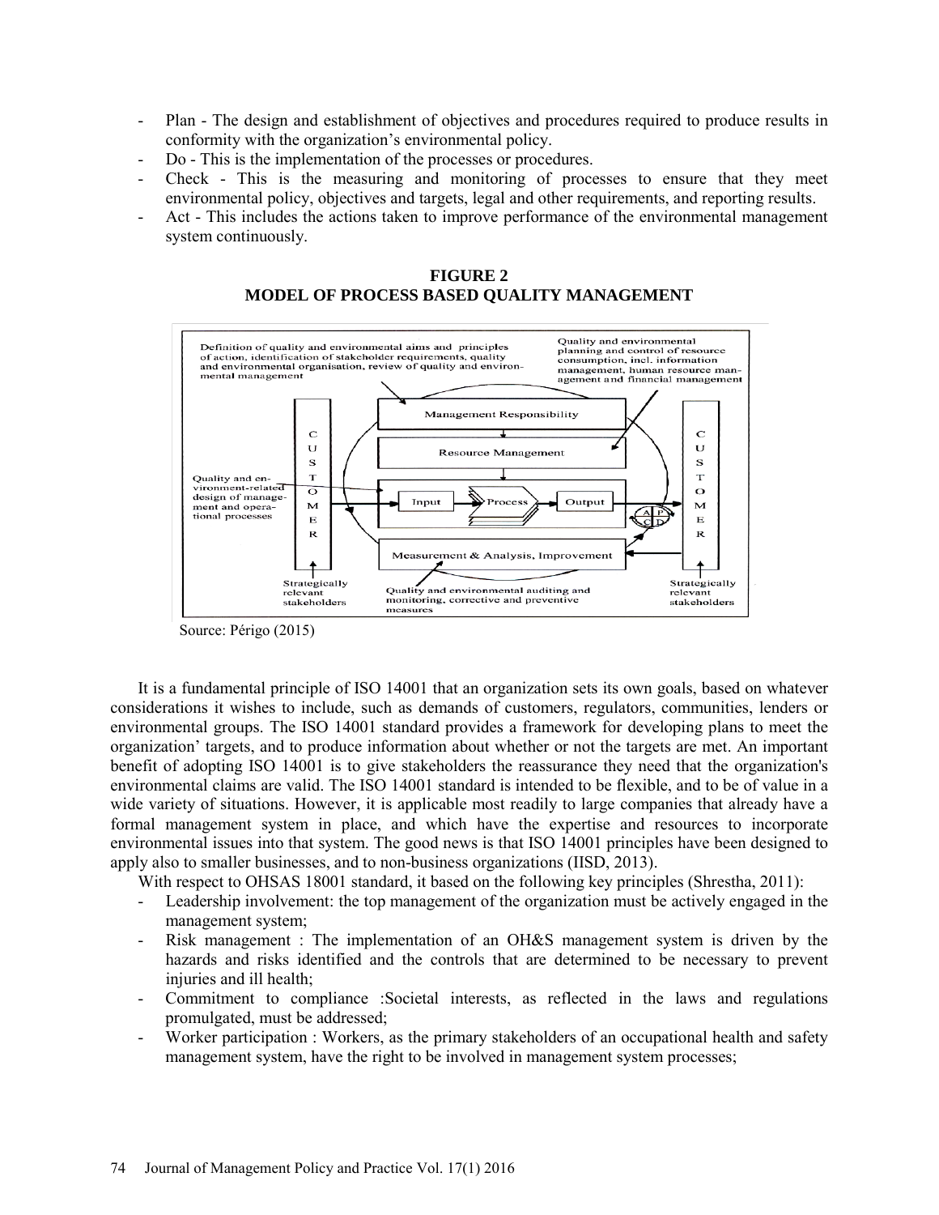- Plan - The design and establishment of objectives and procedures required to produce results in conformity with the organization's environmental policy.
- Do - This is the implementation of the processes or procedures.
- Check - This is the measuring and monitoring of processes to ensure that they meet environmental policy, objectives and targets, legal and other requirements, and reporting results.
- Act - This includes the actions taken to improve performance of the environmental management system continuously.

**FIGURE 2**
**MODEL OF PROCESS BASED QUALITY MANAGEMENT**

Source: Périgo (2015)

It is a fundamental principle of ISO 14001 that an organization sets its own goals, based on whatever considerations it wishes to include, such as demands of customers, regulators, communities, lenders or environmental groups. The ISO 14001 standard provides a framework for developing plans to meet the organization' targets, and to produce information about whether or not the targets are met. An important benefit of adopting ISO 14001 is to give stakeholders the reassurance they need that the organization's environmental claims are valid. The ISO 14001 standard is intended to be flexible, and to be of value in a wide variety of situations. However, it is applicable most readily to large companies that already have a formal management system in place, and which have the expertise and resources to incorporate environmental issues into that system. The good news is that ISO 14001 principles have been designed to apply also to smaller businesses, and to non-business organizations (IISD, 2013).

With respect to OHSAS 18001 standard, it based on the following key principles (Shrestha, 2011):

- Leadership involvement: the top management of the organization must be actively engaged in the management system;
- Risk management : The implementation of an OH&S management system is driven by the hazards and risks identified and the controls that are determined to be necessary to prevent injuries and ill health;
- Commitment to compliance :Societal interests, as reflected in the laws and regulations promulgated, must be addressed;
- Worker participation : Workers, as the primary stakeholders of an occupational health and safety management system, have the right to be involved in management system processes;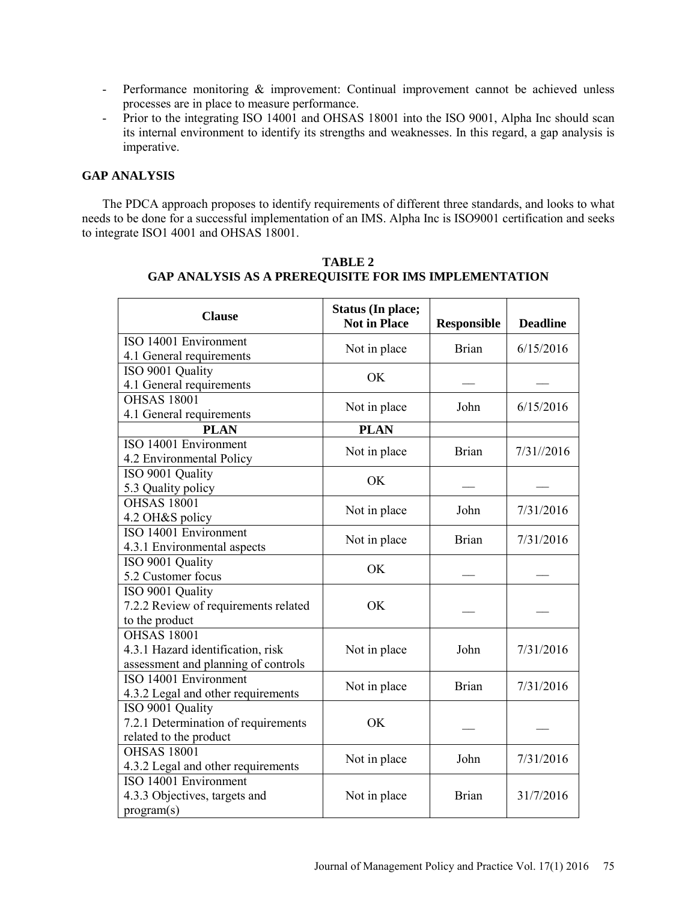- Performance monitoring & improvement: Continual improvement cannot be achieved unless processes are in place to measure performance.
- Prior to the integrating ISO 14001 and OHSAS 18001 into the ISO 9001, Alpha Inc should scan its internal environment to identify its strengths and weaknesses. In this regard, a gap analysis is imperative.

## GAP ANALYSIS

The PDCA approach proposes to identify requirements of different three standards, and looks to what needs to be done for a successful implementation of an IMS. Alpha Inc is ISO9001 certification and seeks to integrate ISO1 4001 and OHSAS 18001.

**TABLE 2**
**GAP ANALYSIS AS A PREREQUISITE FOR IMS IMPLEMENTATION**

| Clause | Status (In place; Not in Place | Responsible | Deadline |
|---|---|---|---|
| ISO 14001 Environment<br>4.1 General requirements | Not in place | Brian | 6/15/2016 |
| ISO 9001 Quality<br>4.1 General requirements | OK | — | — |
| OHSAS 18001<br>4.1 General requirements | Not in place | John | 6/15/2016 |
| **PLAN** | **PLAN** | | |
| ISO 14001 Environment<br>4.2 Environmental Policy | Not in place | Brian | 7/31//2016 |
| ISO 9001 Quality<br>5.3 Quality policy | OK | — | — |
| OHSAS 18001<br>4.2 OH&S policy | Not in place | John | 7/31/2016 |
| ISO 14001 Environment<br>4.3.1 Environmental aspects | Not in place | Brian | 7/31/2016 |
| ISO 9001 Quality<br>5.2 Customer focus | OK | — | — |
| ISO 9001 Quality<br>7.2.2 Review of requirements related to the product | OK | — | — |
| OHSAS 18001<br>4.3.1 Hazard identification, risk assessment and planning of controls | Not in place | John | 7/31/2016 |
| ISO 14001 Environment<br>4.3.2 Legal and other requirements | Not in place | Brian | 7/31/2016 |
| ISO 9001 Quality<br>7.2.1 Determination of requirements related to the product | OK | — | — |
| OHSAS 18001<br>4.3.2 Legal and other requirements | Not in place | John | 7/31/2016 |
| ISO 14001 Environment<br>4.3.3 Objectives, targets and program(s) | Not in place | Brian | 31/7/2016 |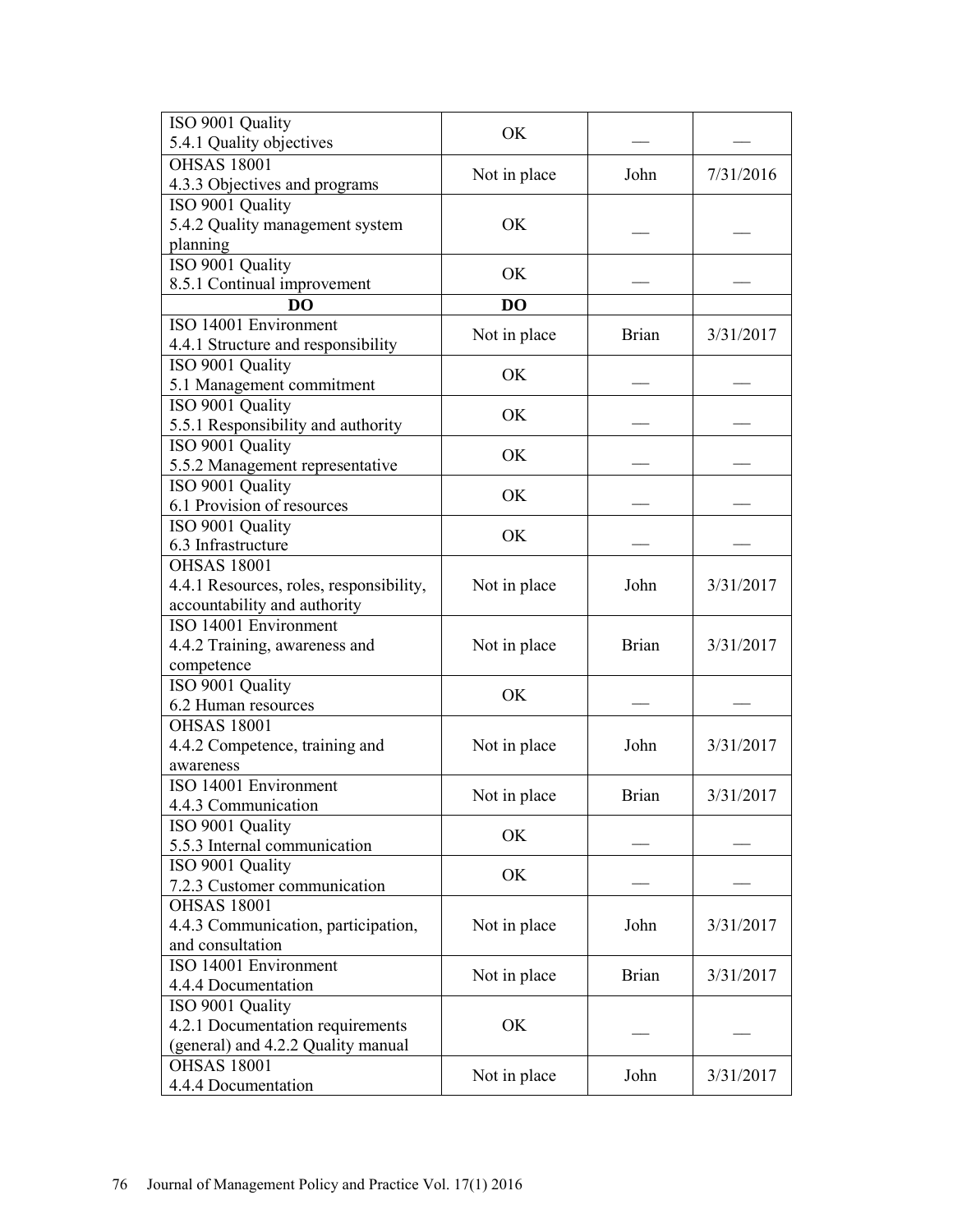| ISO 9001 Quality 5.4.1 Quality objectives | OK | — | — |
|---|---|---|---|
| OHSAS 18001 4.3.3 Objectives and programs | Not in place | John | 7/31/2016 |
| ISO 9001 Quality 5.4.2 Quality management system planning | OK | — | — |
| ISO 9001 Quality 8.5.1 Continual improvement | OK | — | — |
| **DO** | **DO** | | |
| ISO 14001 Environment 4.4.1 Structure and responsibility | Not in place | Brian | 3/31/2017 |
| ISO 9001 Quality 5.1 Management commitment | OK | — | — |
| ISO 9001 Quality 5.5.1 Responsibility and authority | OK | — | — |
| ISO 9001 Quality 5.5.2 Management representative | OK | — | — |
| ISO 9001 Quality 6.1 Provision of resources | OK | — | — |
| ISO 9001 Quality 6.3 Infrastructure | OK | — | — |
| OHSAS 18001 4.4.1 Resources, roles, responsibility, accountability and authority | Not in place | John | 3/31/2017 |
| ISO 14001 Environment 4.4.2 Training, awareness and competence | Not in place | Brian | 3/31/2017 |
| ISO 9001 Quality 6.2 Human resources | OK | — | — |
| OHSAS 18001 4.4.2 Competence, training and awareness | Not in place | John | 3/31/2017 |
| ISO 14001 Environment 4.4.3 Communication | Not in place | Brian | 3/31/2017 |
| ISO 9001 Quality 5.5.3 Internal communication | OK | — | — |
| ISO 9001 Quality 7.2.3 Customer communication | OK | — | — |
| OHSAS 18001 4.4.3 Communication, participation, and consultation | Not in place | John | 3/31/2017 |
| ISO 14001 Environment 4.4.4 Documentation | Not in place | Brian | 3/31/2017 |
| ISO 9001 Quality 4.2.1 Documentation requirements (general) and 4.2.2 Quality manual | OK | — | — |
| OHSAS 18001 4.4.4 Documentation | Not in place | John | 3/31/2017 |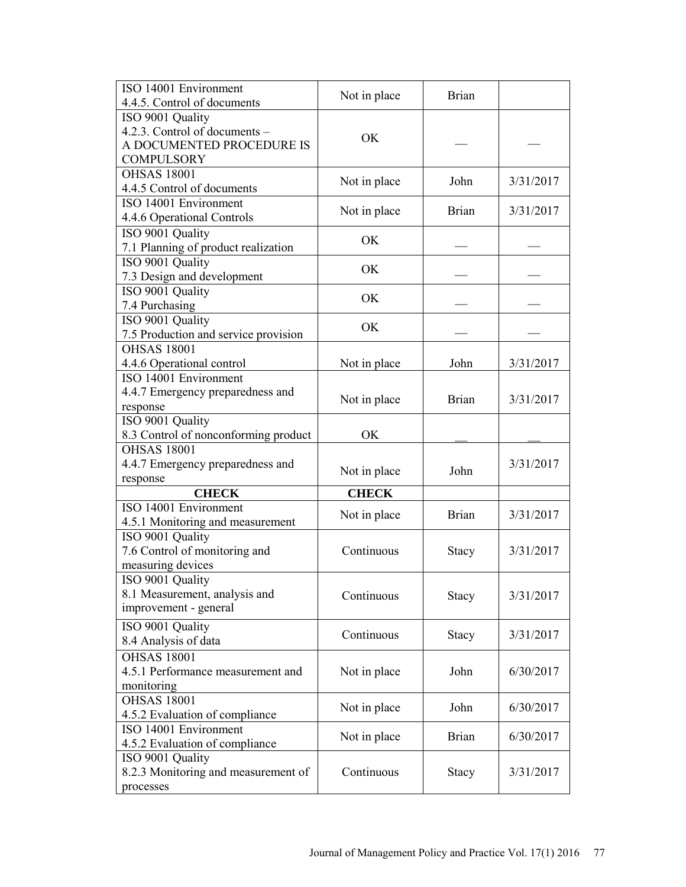| | | | |
|---|---|---|---|
| ISO 14001 Environment<br>4.4.5. Control of documents | Not in place | Brian | |
| ISO 9001 Quality<br>4.2.3. Control of documents –<br>A DOCUMENTED PROCEDURE IS COMPULSORY | OK | — | — |
| OHSAS 18001<br>4.4.5 Control of documents | Not in place | John | 3/31/2017 |
| ISO 14001 Environment<br>4.4.6 Operational Controls | Not in place | Brian | 3/31/2017 |
| ISO 9001 Quality<br>7.1 Planning of product realization | OK | — | — |
| ISO 9001 Quality<br>7.3 Design and development | OK | — | — |
| ISO 9001 Quality<br>7.4 Purchasing | OK | — | — |
| ISO 9001 Quality<br>7.5 Production and service provision | OK | — | — |
| OHSAS 18001<br>4.4.6 Operational control | Not in place | John | 3/31/2017 |
| ISO 14001 Environment<br>4.4.7 Emergency preparedness and response | Not in place | Brian | 3/31/2017 |
| ISO 9001 Quality<br>8.3 Control of nonconforming product | OK | — | — |
| OHSAS 18001<br>4.4.7 Emergency preparedness and response | Not in place | John | 3/31/2017 |
| **CHECK** | **CHECK** | | |
| ISO 14001 Environment<br>4.5.1 Monitoring and measurement | Not in place | Brian | 3/31/2017 |
| ISO 9001 Quality<br>7.6 Control of monitoring and measuring devices | Continuous | Stacy | 3/31/2017 |
| ISO 9001 Quality<br>8.1 Measurement, analysis and improvement - general | Continuous | Stacy | 3/31/2017 |
| ISO 9001 Quality<br>8.4 Analysis of data | Continuous | Stacy | 3/31/2017 |
| OHSAS 18001<br>4.5.1 Performance measurement and monitoring | Not in place | John | 6/30/2017 |
| OHSAS 18001<br>4.5.2 Evaluation of compliance | Not in place | John | 6/30/2017 |
| ISO 14001 Environment<br>4.5.2 Evaluation of compliance | Not in place | Brian | 6/30/2017 |
| ISO 9001 Quality<br>8.2.3 Monitoring and measurement of processes | Continuous | Stacy | 3/31/2017 |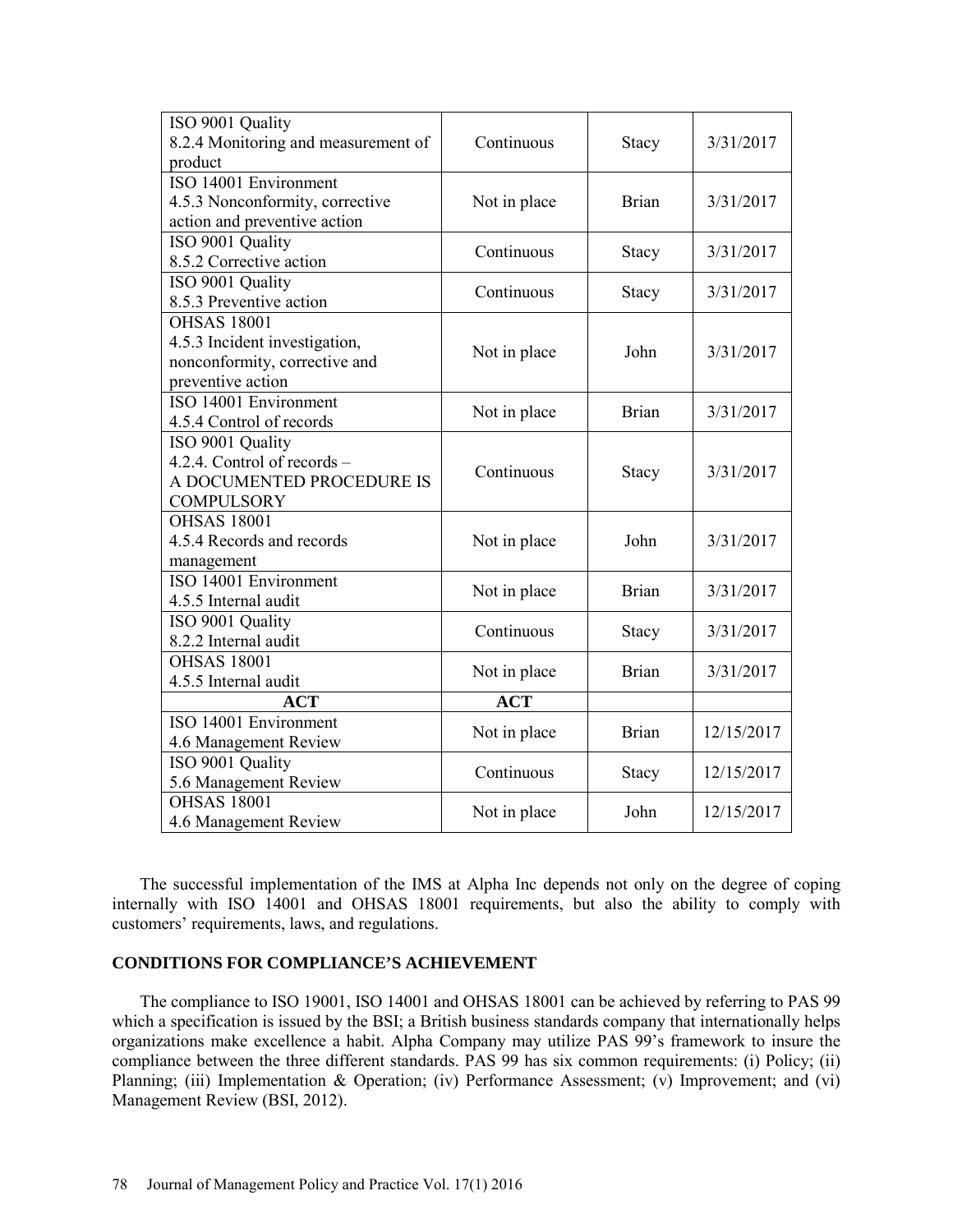| | | | |
|---|---|---|---|
| ISO 9001 Quality<br>8.2.4 Monitoring and measurement of product | Continuous | Stacy | 3/31/2017 |
| ISO 14001 Environment<br>4.5.3 Nonconformity, corrective action and preventive action | Not in place | Brian | 3/31/2017 |
| ISO 9001 Quality<br>8.5.2 Corrective action | Continuous | Stacy | 3/31/2017 |
| ISO 9001 Quality<br>8.5.3 Preventive action | Continuous | Stacy | 3/31/2017 |
| OHSAS 18001<br>4.5.3 Incident investigation, nonconformity, corrective and preventive action | Not in place | John | 3/31/2017 |
| ISO 14001 Environment<br>4.5.4 Control of records | Not in place | Brian | 3/31/2017 |
| ISO 9001 Quality<br>4.2.4. Control of records – A DOCUMENTED PROCEDURE IS COMPULSORY | Continuous | Stacy | 3/31/2017 |
| OHSAS 18001<br>4.5.4 Records and records management | Not in place | John | 3/31/2017 |
| ISO 14001 Environment<br>4.5.5 Internal audit | Not in place | Brian | 3/31/2017 |
| ISO 9001 Quality<br>8.2.2 Internal audit | Continuous | Stacy | 3/31/2017 |
| OHSAS 18001<br>4.5.5 Internal audit | Not in place | Brian | 3/31/2017 |
| **ACT** | **ACT** | | |
| ISO 14001 Environment<br>4.6 Management Review | Not in place | Brian | 12/15/2017 |
| ISO 9001 Quality<br>5.6 Management Review | Continuous | Stacy | 12/15/2017 |
| OHSAS 18001<br>4.6 Management Review | Not in place | John | 12/15/2017 |

The successful implementation of the IMS at Alpha Inc depends not only on the degree of coping internally with ISO 14001 and OHSAS 18001 requirements, but also the ability to comply with customers' requirements, laws, and regulations.

## CONDITIONS FOR COMPLIANCE'S ACHIEVEMENT

The compliance to ISO 19001, ISO 14001 and OHSAS 18001 can be achieved by referring to PAS 99 which a specification is issued by the BSI; a British business standards company that internationally helps organizations make excellence a habit. Alpha Company may utilize PAS 99's framework to insure the compliance between the three different standards. PAS 99 has six common requirements: (i) Policy; (ii) Planning; (iii) Implementation & Operation; (iv) Performance Assessment; (v) Improvement; and (vi) Management Review (BSI, 2012).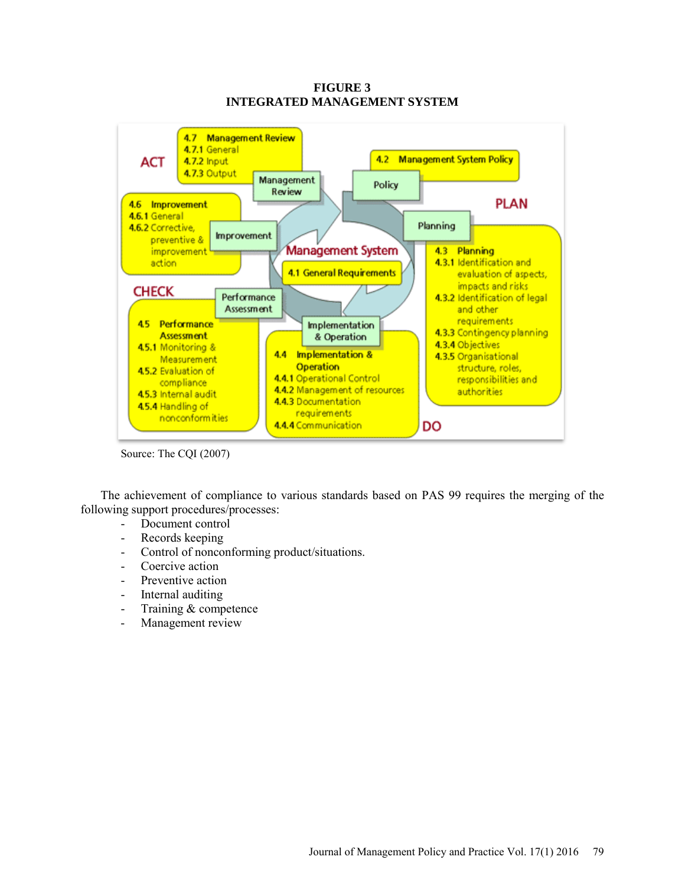**FIGURE 3**
**INTEGRATED MANAGEMENT SYSTEM**

ACT

**4.7 Management Review**
**4.7.1** General
**4.7.2** Input
**4.7.3** Output

Management Review

**4.2 Management System Policy**

Policy

**4.6 Improvement**
**4.6.1** General
**4.6.2** Corrective, preventive & improvement action

Improvement

PLAN

Planning

Management System

4.1 General Requirements

**4.3 Planning**
**4.3.1** Identification and evaluation of aspects, impacts and risks
**4.3.2** Identification of legal and other requirements
**4.3.3** Contingency planning
**4.3.4** Objectives
**4.3.5** Organisational structure, roles, responsibilities and authorities

CHECK

Performance Assessment

**4.5 Performance Assessment**
**4.5.1** Monitoring & Measurement
**4.5.2** Evaluation of compliance
**4.5.3** Internal audit
**4.5.4** Handling of nonconformities

Implementation & Operation

**4.4 Implementation & Operation**
**4.4.1** Operational Control
**4.4.2** Management of resources
**4.4.3** Documentation requirements
**4.4.4** Communication

DO

Source: The CQI (2007)

The achievement of compliance to various standards based on PAS 99 requires the merging of the following support procedures/processes:

- Document control
- Records keeping
- Control of nonconforming product/situations.
- Coercive action
- Preventive action
- Internal auditing
- Training & competence
- Management review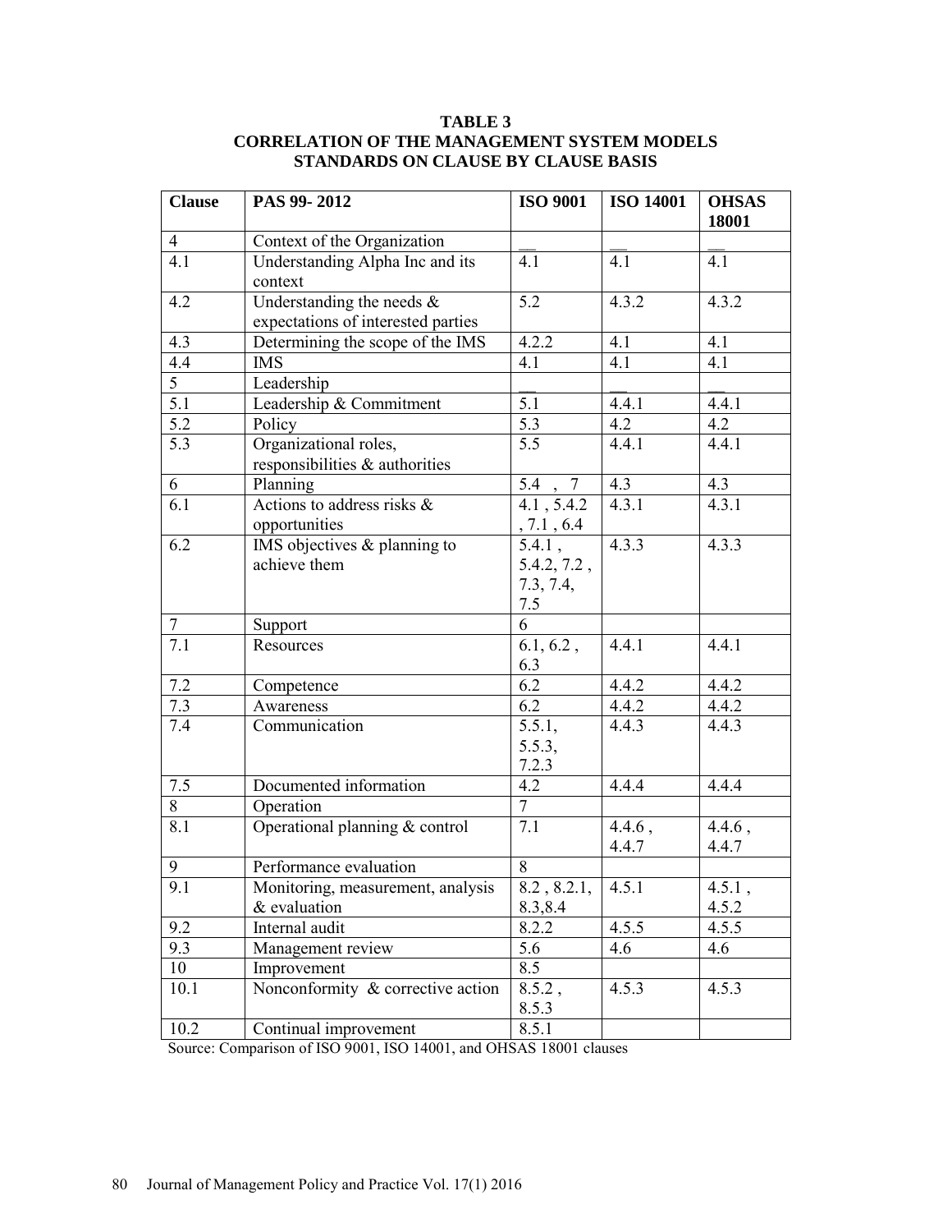**TABLE 3**
**CORRELATION OF THE MANAGEMENT SYSTEM MODELS STANDARDS ON CLAUSE BY CLAUSE BASIS**

| Clause | PAS 99- 2012 | ISO 9001 | ISO 14001 | OHSAS 18001 |
|---|---|---|---|---|
| 4 | Context of the Organization | __ | __ | __ |
| 4.1 | Understanding Alpha Inc and its context | 4.1 | 4.1 | 4.1 |
| 4.2 | Understanding the needs & expectations of interested parties | 5.2 | 4.3.2 | 4.3.2 |
| 4.3 | Determining the scope of the IMS | 4.2.2 | 4.1 | 4.1 |
| 4.4 | IMS | 4.1 | 4.1 | 4.1 |
| 5 | Leadership | __ | __ | __ |
| 5.1 | Leadership & Commitment | 5.1 | 4.4.1 | 4.4.1 |
| 5.2 | Policy | 5.3 | 4.2 | 4.2 |
| 5.3 | Organizational roles, responsibilities & authorities | 5.5 | 4.4.1 | 4.4.1 |
| 6 | Planning | 5.4 , 7 | 4.3 | 4.3 |
| 6.1 | Actions to address risks & opportunities | 4.1 , 5.4.2 , 7.1 , 6.4 | 4.3.1 | 4.3.1 |
| 6.2 | IMS objectives & planning to achieve them | 5.4.1 , 5.4.2, 7.2 , 7.3, 7.4, 7.5 | 4.3.3 | 4.3.3 |
| 7 | Support | 6 | | |
| 7.1 | Resources | 6.1, 6.2 , 6.3 | 4.4.1 | 4.4.1 |
| 7.2 | Competence | 6.2 | 4.4.2 | 4.4.2 |
| 7.3 | Awareness | 6.2 | 4.4.2 | 4.4.2 |
| 7.4 | Communication | 5.5.1, 5.5.3, 7.2.3 | 4.4.3 | 4.4.3 |
| 7.5 | Documented information | 4.2 | 4.4.4 | 4.4.4 |
| 8 | Operation | 7 | | |
| 8.1 | Operational planning & control | 7.1 | 4.4.6 , 4.4.7 | 4.4.6 , 4.4.7 |
| 9 | Performance evaluation | 8 | | |
| 9.1 | Monitoring, measurement, analysis & evaluation | 8.2 , 8.2.1, 8.3,8.4 | 4.5.1 | 4.5.1 , 4.5.2 |
| 9.2 | Internal audit | 8.2.2 | 4.5.5 | 4.5.5 |
| 9.3 | Management review | 5.6 | 4.6 | 4.6 |
| 10 | Improvement | 8.5 | | |
| 10.1 | Nonconformity & corrective action | 8.5.2 , 8.5.3 | 4.5.3 | 4.5.3 |
| 10.2 | Continual improvement | 8.5.1 | | |

Source: Comparison of ISO 9001, ISO 14001, and OHSAS 18001 clauses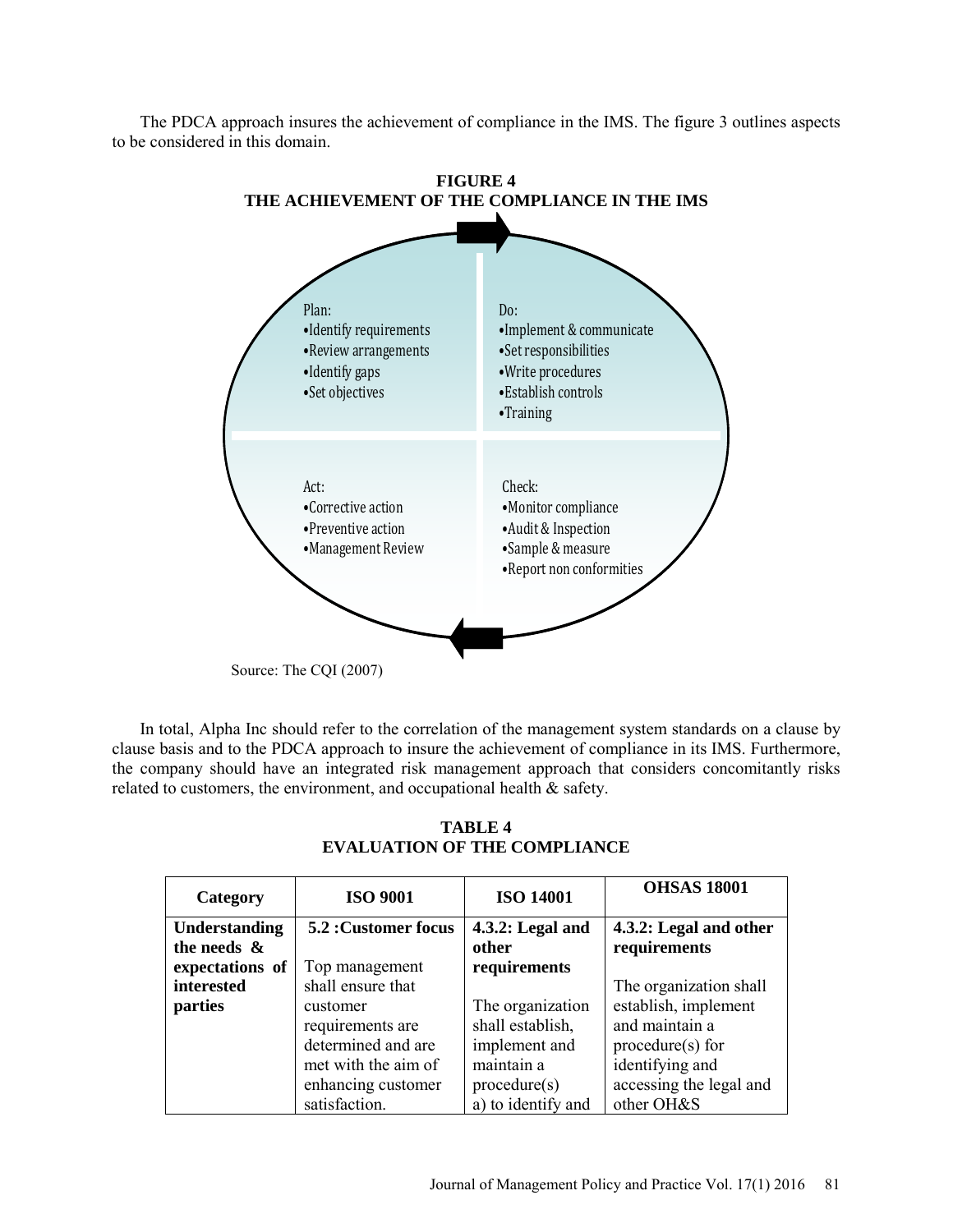The PDCA approach insures the achievement of compliance in the IMS. The figure 3 outlines aspects to be considered in this domain.

**FIGURE 4**
**THE ACHIEVEMENT OF THE COMPLIANCE IN THE IMS**

Plan:
- Identify requirements
- Review arrangements
- Identify gaps
- Set objectives

Do:
- Implement & communicate
- Set responsibilities
- Write procedures
- Establish controls
- Training

Act:
- Corrective action
- Preventive action
- Management Review

Check:
- Monitor compliance
- Audit & Inspection
- Sample & measure
- Report non conformities

Source: The CQI (2007)

In total, Alpha Inc should refer to the correlation of the management system standards on a clause by clause basis and to the PDCA approach to insure the achievement of compliance in its IMS. Furthermore, the company should have an integrated risk management approach that considers concomitantly risks related to customers, the environment, and occupational health & safety.

**TABLE 4**
**EVALUATION OF THE COMPLIANCE**

| Category | ISO 9001 | ISO 14001 | OHSAS 18001 |
|---|---|---|---|
| **Understanding the needs & expectations of interested parties** | **5.2 :Customer focus**<br><br>Top management shall ensure that customer requirements are determined and are met with the aim of enhancing customer satisfaction. | **4.3.2: Legal and other requirements**<br><br>The organization shall establish, implement and maintain a procedure(s) a) to identify and | **4.3.2: Legal and other requirements**<br><br>The organization shall establish, implement and maintain a procedure(s) for identifying and accessing the legal and other OH&S |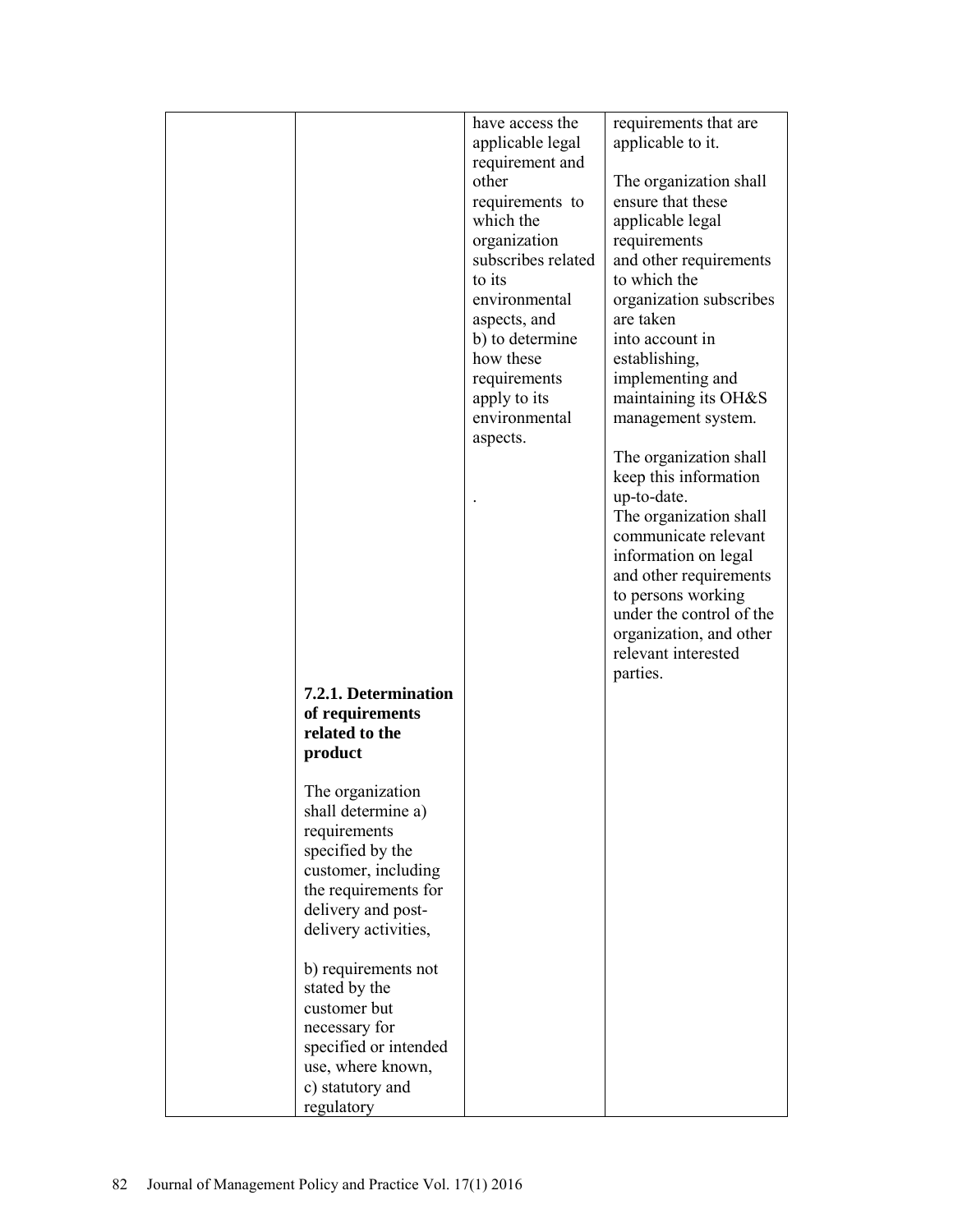| | | | |
|---|---|---|---|
| | | have access the applicable legal requirement and other requirements to which the organization subscribes related to its environmental aspects, and b) to determine how these requirements apply to its environmental aspects. . | requirements that are applicable to it. The organization shall ensure that these applicable legal requirements and other requirements to which the organization subscribes are taken into account in establishing, implementing and maintaining its OH&S management system. The organization shall keep this information up-to-date. The organization shall communicate relevant information on legal and other requirements to persons working under the control of the organization, and other relevant interested parties. |
| | **7.2.1. Determination of requirements related to the product** The organization shall determine a) requirements specified by the customer, including the requirements for delivery and post-delivery activities, b) requirements not stated by the customer but necessary for specified or intended use, where known, c) statutory and regulatory | | |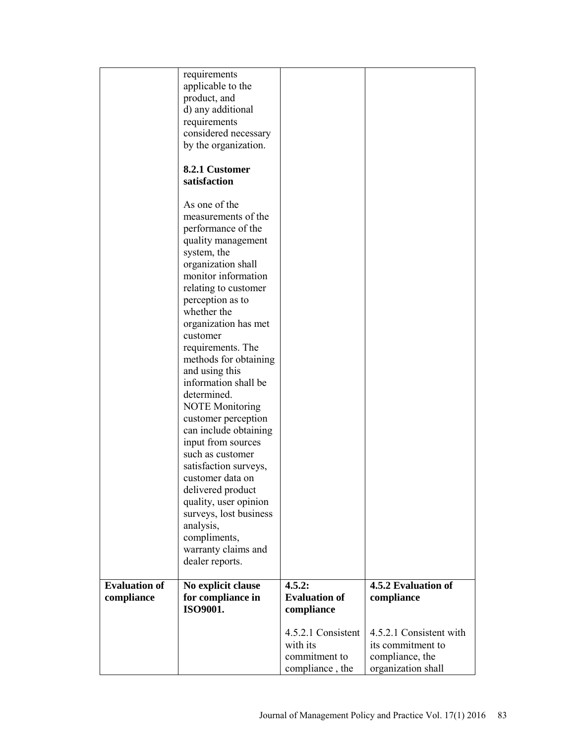| | | | |
|---|---|---|---|
| | requirements applicable to the product, and<br>d) any additional requirements considered necessary by the organization.<br><br>**8.2.1 Customer satisfaction**<br><br>As one of the measurements of the performance of the quality management system, the organization shall monitor information relating to customer perception as to whether the organization has met customer requirements. The methods for obtaining and using this information shall be determined.<br>NOTE Monitoring customer perception can include obtaining input from sources such as customer satisfaction surveys, customer data on delivered product quality, user opinion surveys, lost business analysis, compliments, warranty claims and dealer reports. | | |
| **Evaluation of compliance** | **No explicit clause for compliance in ISO9001.** | **4.5.2: Evaluation of compliance**<br><br>4.5.2.1 Consistent with its commitment to compliance , the | **4.5.2 Evaluation of compliance**<br><br>4.5.2.1 Consistent with its commitment to compliance, the organization shall |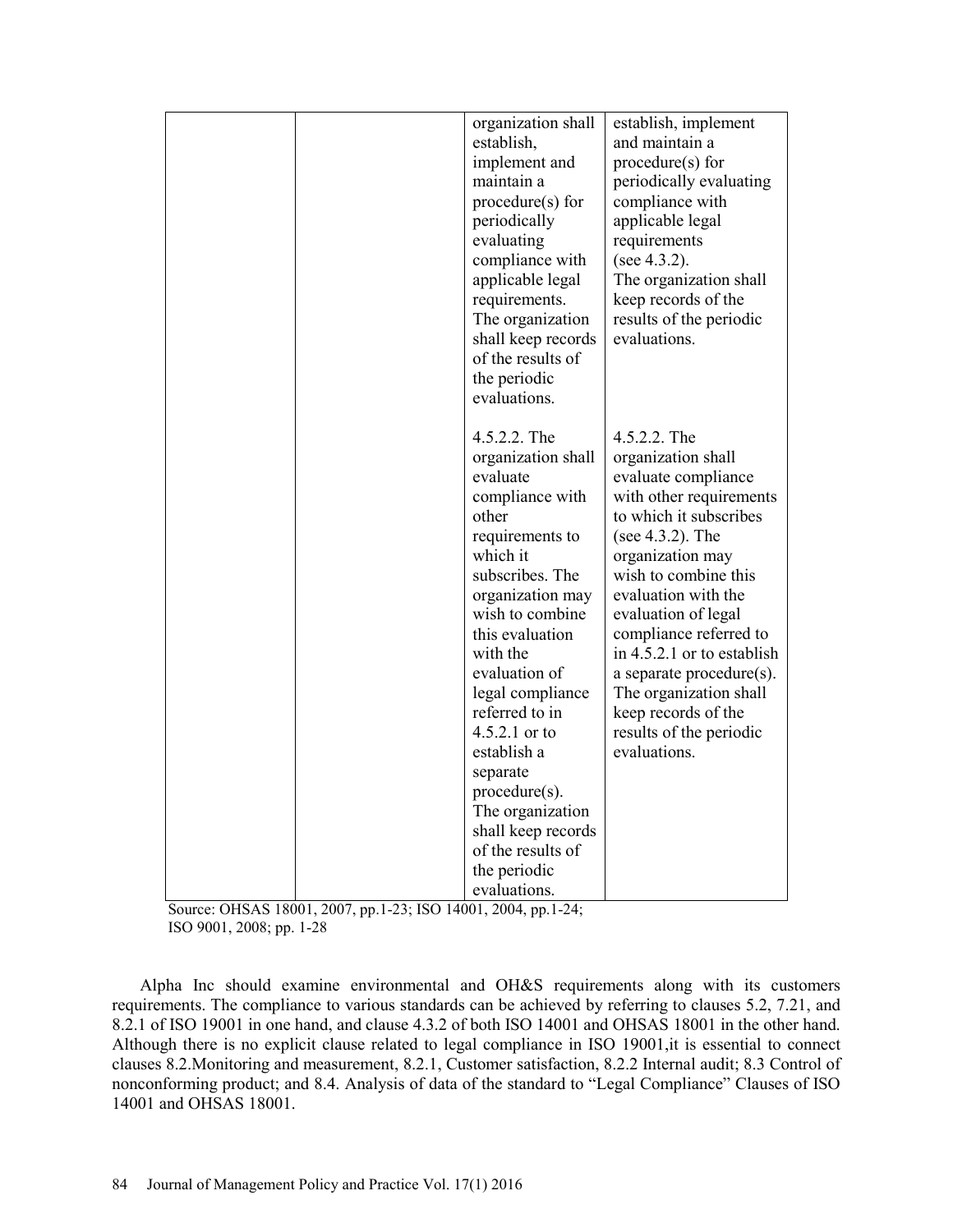|  |  | organization shall establish, implement and maintain a procedure(s) for periodically evaluating compliance with applicable legal requirements. The organization shall keep records of the results of the periodic evaluations.<br><br>4.5.2.2. The organization shall evaluate compliance with other requirements to which it subscribes. The organization may wish to combine this evaluation with the evaluation of legal compliance referred to in 4.5.2.1 or to establish a separate procedure(s). The organization shall keep records of the results of the periodic evaluations. | establish, implement and maintain a procedure(s) for periodically evaluating compliance with applicable legal requirements (see 4.3.2). The organization shall keep records of the results of the periodic evaluations.<br><br>4.5.2.2. The organization shall evaluate compliance with other requirements to which it subscribes (see 4.3.2). The organization may wish to combine this evaluation with the evaluation of legal compliance referred to in 4.5.2.1 or to establish a separate procedure(s). The organization shall keep records of the results of the periodic evaluations. |
|---|---|---|---|

Source: OHSAS 18001, 2007, pp.1-23; ISO 14001, 2004, pp.1-24; ISO 9001, 2008; pp. 1-28

Alpha Inc should examine environmental and OH&S requirements along with its customers requirements. The compliance to various standards can be achieved by referring to clauses 5.2, 7.21, and 8.2.1 of ISO 19001 in one hand, and clause 4.3.2 of both ISO 14001 and OHSAS 18001 in the other hand. Although there is no explicit clause related to legal compliance in ISO 19001,it is essential to connect clauses 8.2.Monitoring and measurement, 8.2.1, Customer satisfaction, 8.2.2 Internal audit; 8.3 Control of nonconforming product; and 8.4. Analysis of data of the standard to "Legal Compliance" Clauses of ISO 14001 and OHSAS 18001.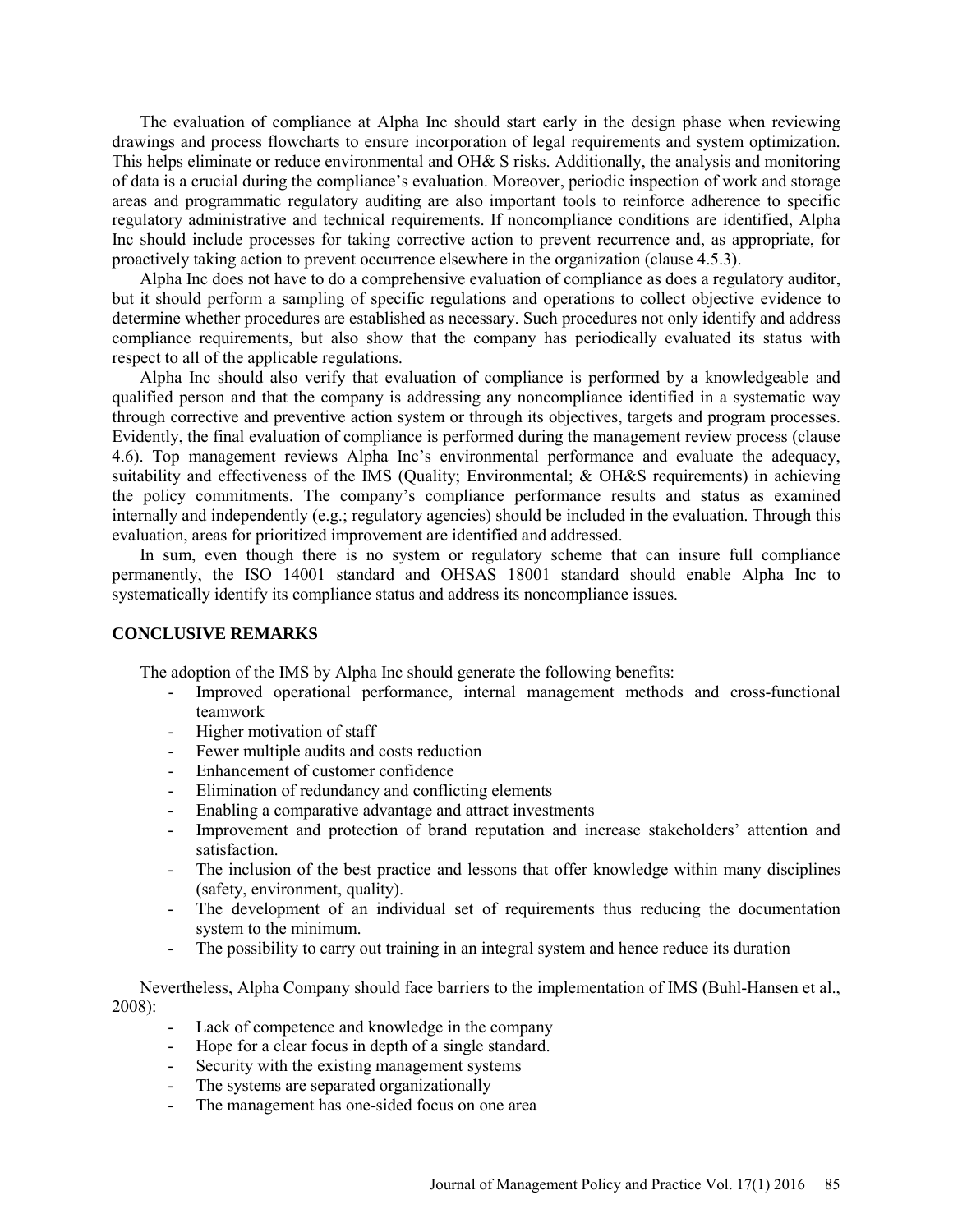The evaluation of compliance at Alpha Inc should start early in the design phase when reviewing drawings and process flowcharts to ensure incorporation of legal requirements and system optimization. This helps eliminate or reduce environmental and OH& S risks. Additionally, the analysis and monitoring of data is a crucial during the compliance's evaluation. Moreover, periodic inspection of work and storage areas and programmatic regulatory auditing are also important tools to reinforce adherence to specific regulatory administrative and technical requirements. If noncompliance conditions are identified, Alpha Inc should include processes for taking corrective action to prevent recurrence and, as appropriate, for proactively taking action to prevent occurrence elsewhere in the organization (clause 4.5.3).

Alpha Inc does not have to do a comprehensive evaluation of compliance as does a regulatory auditor, but it should perform a sampling of specific regulations and operations to collect objective evidence to determine whether procedures are established as necessary. Such procedures not only identify and address compliance requirements, but also show that the company has periodically evaluated its status with respect to all of the applicable regulations.

Alpha Inc should also verify that evaluation of compliance is performed by a knowledgeable and qualified person and that the company is addressing any noncompliance identified in a systematic way through corrective and preventive action system or through its objectives, targets and program processes. Evidently, the final evaluation of compliance is performed during the management review process (clause 4.6). Top management reviews Alpha Inc's environmental performance and evaluate the adequacy, suitability and effectiveness of the IMS (Quality; Environmental; & OH&S requirements) in achieving the policy commitments. The company's compliance performance results and status as examined internally and independently (e.g.; regulatory agencies) should be included in the evaluation. Through this evaluation, areas for prioritized improvement are identified and addressed.

In sum, even though there is no system or regulatory scheme that can insure full compliance permanently, the ISO 14001 standard and OHSAS 18001 standard should enable Alpha Inc to systematically identify its compliance status and address its noncompliance issues.

## CONCLUSIVE REMARKS

The adoption of the IMS by Alpha Inc should generate the following benefits:

- Improved operational performance, internal management methods and cross-functional teamwork
- Higher motivation of staff
- Fewer multiple audits and costs reduction
- Enhancement of customer confidence
- Elimination of redundancy and conflicting elements
- Enabling a comparative advantage and attract investments
- Improvement and protection of brand reputation and increase stakeholders' attention and satisfaction.
- The inclusion of the best practice and lessons that offer knowledge within many disciplines (safety, environment, quality).
- The development of an individual set of requirements thus reducing the documentation system to the minimum.
- The possibility to carry out training in an integral system and hence reduce its duration

Nevertheless, Alpha Company should face barriers to the implementation of IMS (Buhl-Hansen et al., 2008):

- Lack of competence and knowledge in the company
- Hope for a clear focus in depth of a single standard.
- Security with the existing management systems
- The systems are separated organizationally
- The management has one-sided focus on one area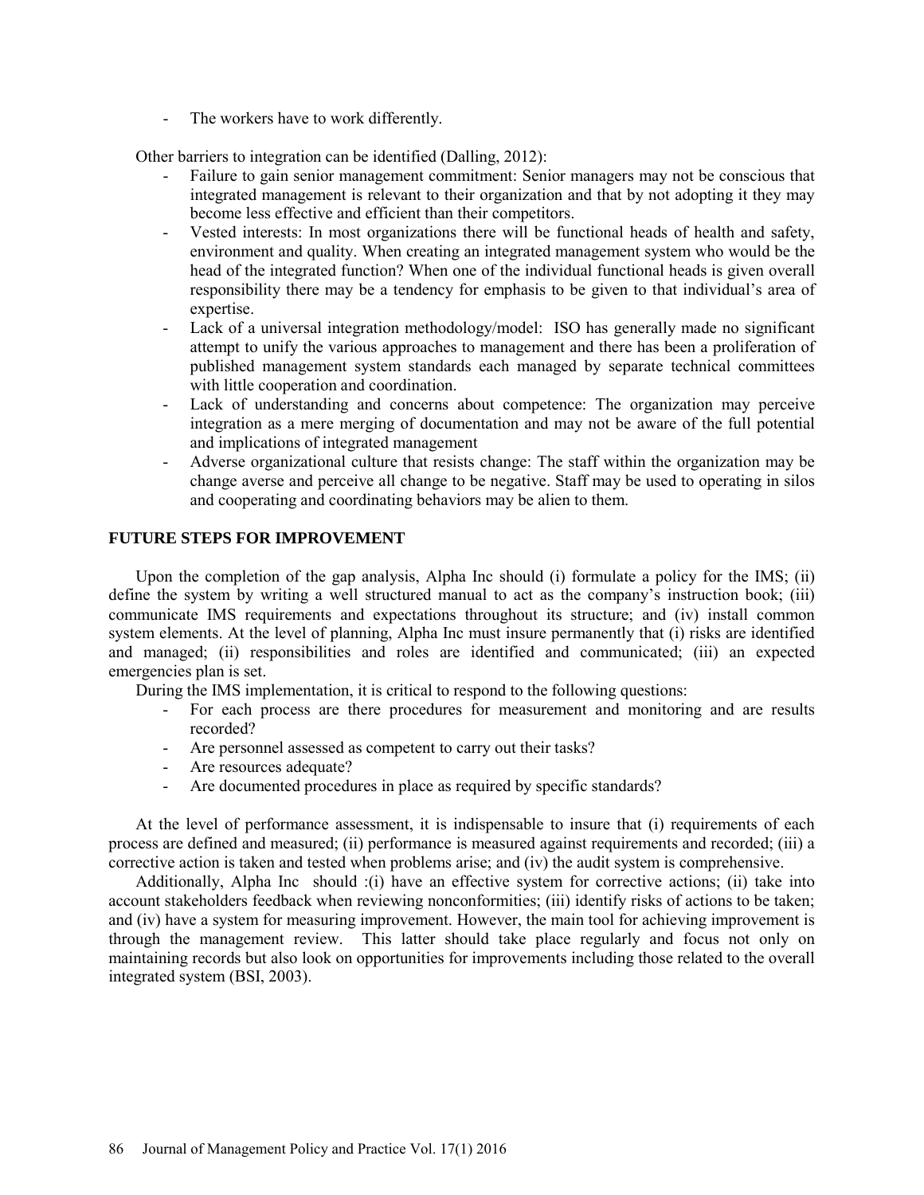- The workers have to work differently.

Other barriers to integration can be identified (Dalling, 2012):

- Failure to gain senior management commitment: Senior managers may not be conscious that integrated management is relevant to their organization and that by not adopting it they may become less effective and efficient than their competitors.
- Vested interests: In most organizations there will be functional heads of health and safety, environment and quality. When creating an integrated management system who would be the head of the integrated function? When one of the individual functional heads is given overall responsibility there may be a tendency for emphasis to be given to that individual's area of expertise.
- Lack of a universal integration methodology/model: ISO has generally made no significant attempt to unify the various approaches to management and there has been a proliferation of published management system standards each managed by separate technical committees with little cooperation and coordination.
- Lack of understanding and concerns about competence: The organization may perceive integration as a mere merging of documentation and may not be aware of the full potential and implications of integrated management
- Adverse organizational culture that resists change: The staff within the organization may be change averse and perceive all change to be negative. Staff may be used to operating in silos and cooperating and coordinating behaviors may be alien to them.

## FUTURE STEPS FOR IMPROVEMENT

Upon the completion of the gap analysis, Alpha Inc should (i) formulate a policy for the IMS; (ii) define the system by writing a well structured manual to act as the company's instruction book; (iii) communicate IMS requirements and expectations throughout its structure; and (iv) install common system elements. At the level of planning, Alpha Inc must insure permanently that (i) risks are identified and managed; (ii) responsibilities and roles are identified and communicated; (iii) an expected emergencies plan is set.

During the IMS implementation, it is critical to respond to the following questions:

- For each process are there procedures for measurement and monitoring and are results recorded?
- Are personnel assessed as competent to carry out their tasks?
- Are resources adequate?
- Are documented procedures in place as required by specific standards?

At the level of performance assessment, it is indispensable to insure that (i) requirements of each process are defined and measured; (ii) performance is measured against requirements and recorded; (iii) a corrective action is taken and tested when problems arise; and (iv) the audit system is comprehensive.

Additionally, Alpha Inc should :(i) have an effective system for corrective actions; (ii) take into account stakeholders feedback when reviewing nonconformities; (iii) identify risks of actions to be taken; and (iv) have a system for measuring improvement. However, the main tool for achieving improvement is through the management review. This latter should take place regularly and focus not only on maintaining records but also look on opportunities for improvements including those related to the overall integrated system (BSI, 2003).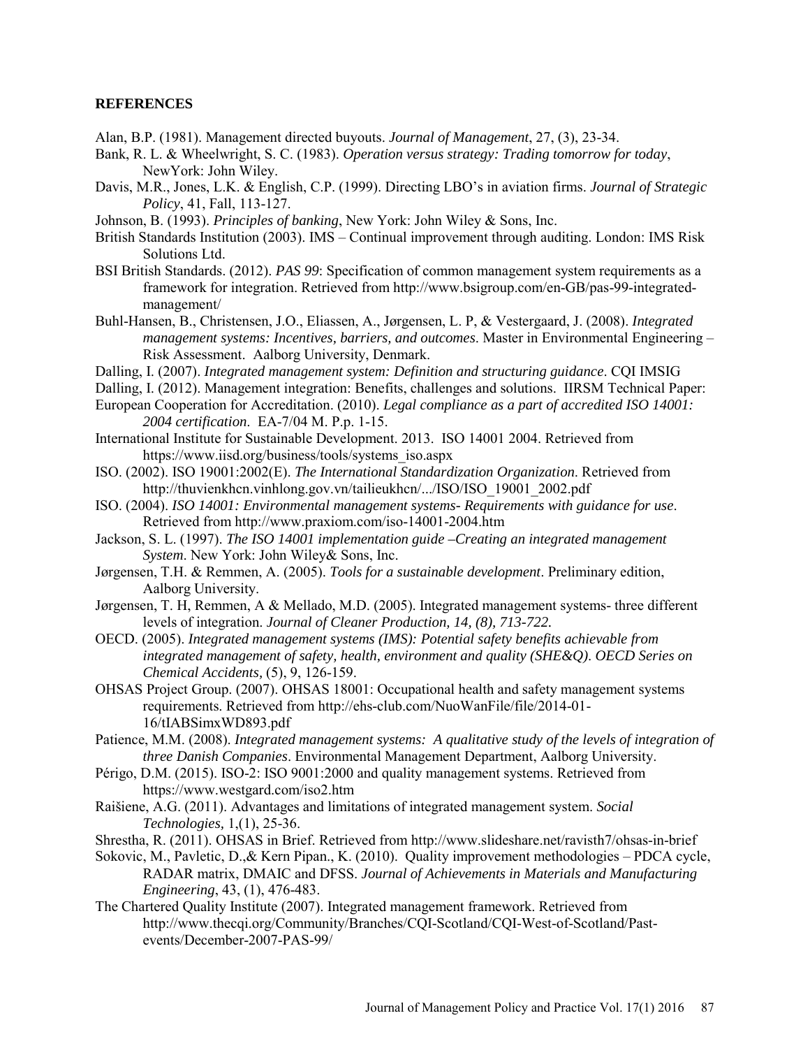## REFERENCES

Alan, B.P. (1981). Management directed buyouts. *Journal of Management*, 27, (3), 23-34.

Bank, R. L. & Wheelwright, S. C. (1983). *Operation versus strategy: Trading tomorrow for today*, NewYork: John Wiley.

Davis, M.R., Jones, L.K. & English, C.P. (1999). Directing LBO's in aviation firms. *Journal of Strategic Policy*, 41, Fall, 113-127.

Johnson, B. (1993). *Principles of banking*, New York: John Wiley & Sons, Inc.

British Standards Institution (2003). IMS – Continual improvement through auditing. London: IMS Risk Solutions Ltd.

BSI British Standards. (2012). *PAS 99*: Specification of common management system requirements as a framework for integration. Retrieved from http://www.bsigroup.com/en-GB/pas-99-integrated-management/

Buhl-Hansen, B., Christensen, J.O., Eliassen, A., Jørgensen, L. P, & Vestergaard, J. (2008). *Integrated management systems: Incentives, barriers, and outcomes*. Master in Environmental Engineering – Risk Assessment. Aalborg University, Denmark.

Dalling, I. (2007). *Integrated management system: Definition and structuring guidance*. CQI IMSIG

Dalling, I. (2012). Management integration: Benefits, challenges and solutions. IIRSM Technical Paper:

European Cooperation for Accreditation. (2010). *Legal compliance as a part of accredited ISO 14001: 2004 certification*. EA-7/04 M. P.p. 1-15.

International Institute for Sustainable Development. 2013. ISO 14001 2004. Retrieved from https://www.iisd.org/business/tools/systems_iso.aspx

ISO. (2002). ISO 19001:2002(E). *The International Standardization Organization*. Retrieved from http://thuvienkhcn.vinhlong.gov.vn/tailieukhcn/.../ISO/ISO_19001_2002.pdf

ISO. (2004). *ISO 14001: Environmental management systems- Requirements with guidance for use*. Retrieved from http://www.praxiom.com/iso-14001-2004.htm

Jackson, S. L. (1997). *The ISO 14001 implementation guide –Creating an integrated management System*. New York: John Wiley& Sons, Inc.

Jørgensen, T.H. & Remmen, A. (2005). *Tools for a sustainable development*. Preliminary edition, Aalborg University.

Jørgensen, T. H, Remmen, A & Mellado, M.D. (2005). Integrated management systems- three different levels of integration. *Journal of Cleaner Production, 14, (8), 713-722.*

OECD. (2005). *Integrated management systems (IMS): Potential safety benefits achievable from integrated management of safety, health, environment and quality (SHE&Q). OECD Series on Chemical Accidents,* (5), 9, 126-159.

OHSAS Project Group. (2007). OHSAS 18001: Occupational health and safety management systems requirements. Retrieved from http://ehs-club.com/NuoWanFile/file/2014-01-16/tIABSimxWD893.pdf

Patience, M.M. (2008). *Integrated management systems: A qualitative study of the levels of integration of three Danish Companies*. Environmental Management Department, Aalborg University.

Périgo, D.M. (2015). ISO-2: ISO 9001:2000 and quality management systems. Retrieved from https://www.westgard.com/iso2.htm

Raišiene, A.G. (2011). Advantages and limitations of integrated management system. *Social Technologies,* 1,(1), 25-36.

Shrestha, R. (2011). OHSAS in Brief. Retrieved from http://www.slideshare.net/ravisth7/ohsas-in-brief

Sokovic, M., Pavletic, D.,& Kern Pipan., K. (2010). Quality improvement methodologies – PDCA cycle, RADAR matrix, DMAIC and DFSS. *Journal of Achievements in Materials and Manufacturing Engineering*, 43, (1), 476-483.

The Chartered Quality Institute (2007). Integrated management framework. Retrieved from http://www.thecqi.org/Community/Branches/CQI-Scotland/CQI-West-of-Scotland/Past-events/December-2007-PAS-99/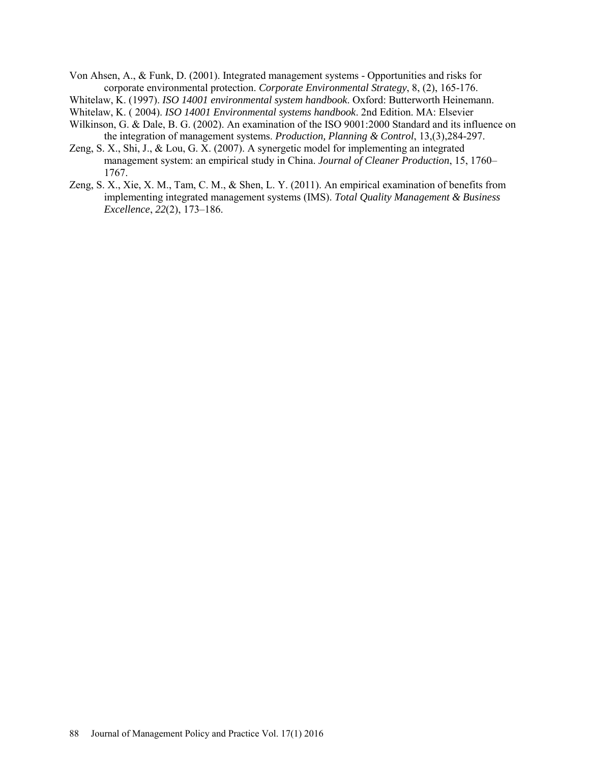Von Ahsen, A., & Funk, D. (2001). Integrated management systems - Opportunities and risks for corporate environmental protection. *Corporate Environmental Strategy*, 8, (2), 165-176.

Whitelaw, K. (1997). *ISO 14001 environmental system handbook*. Oxford: Butterworth Heinemann.

Whitelaw, K. ( 2004). *ISO 14001 Environmental systems handbook*. 2nd Edition. MA: Elsevier

Wilkinson, G. & Dale, B. G. (2002). An examination of the ISO 9001:2000 Standard and its influence on the integration of management systems. *Production, Planning & Control*, 13,(3),284-297.

Zeng, S. X., Shi, J., & Lou, G. X. (2007). A synergetic model for implementing an integrated management system: an empirical study in China. *Journal of Cleaner Production*, 15, 1760–1767.

Zeng, S. X., Xie, X. M., Tam, C. M., & Shen, L. Y. (2011). An empirical examination of benefits from implementing integrated management systems (IMS). *Total Quality Management & Business Excellence*, *22*(2), 173–186.